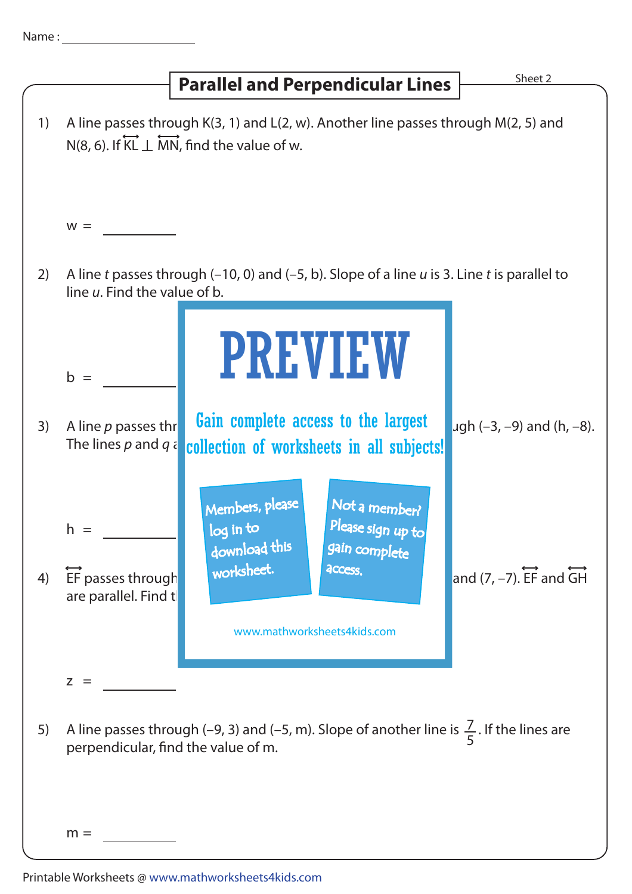Name : ____________________

# Parallel and Perpendicular Lines

Sheet 2

1) A line passes through K(3, 1) and L(2, w). Another line passes through M(2, 5) and N(8, 6). If $\overleftrightarrow{KL} \perp \overleftrightarrow{MN}$, find the value of w.

w = ________

2) A line *t* passes through (–10, 0) and (–5, b). Slope of a line *u* is 3. Line *t* is parallel to line *u*. Find the value of b.

b = ________

**PREVIEW**

Gain complete access to the largest collection of worksheets in all subjects!

Members, please log in to download this worksheet.

Not a member? Please sign up to gain complete access.

www.mathworksheets4kids.com

3) A line *p* passes thr ... ugh (–3, –9) and (h, –8). The lines *p* and *q* a ...

h = ________

4) $\overleftrightarrow{EF}$ passes through ... and (7, –7). $\overleftrightarrow{EF}$ and $\overleftrightarrow{GH}$ are parallel. Find t ...

z = ________

5) A line passes through (–9, 3) and (–5, m). Slope of another line is $\frac{7}{5}$. If the lines are perpendicular, find the value of m.

m = ________

Printable Worksheets @ www.mathworksheets4kids.com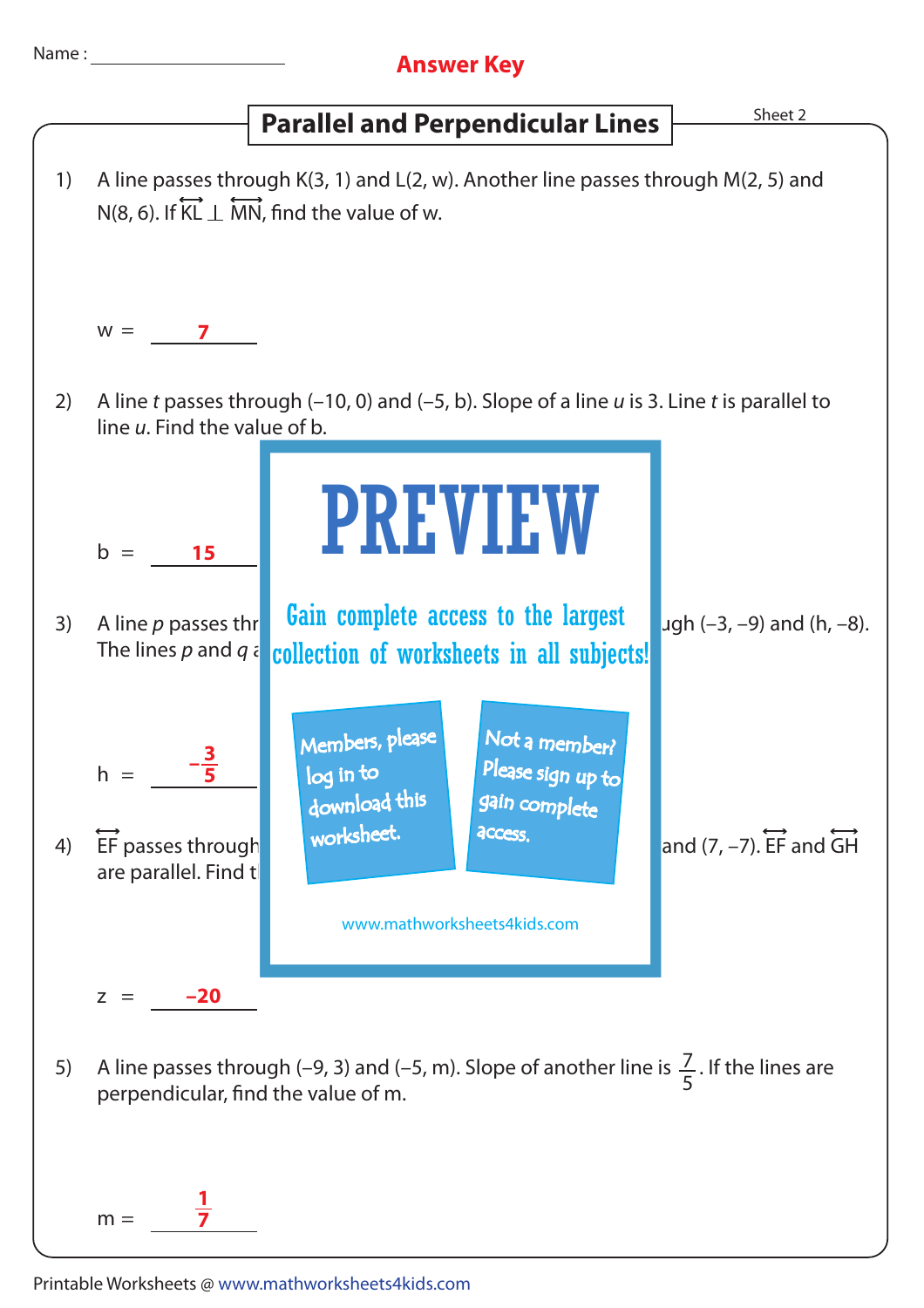Name : ____________________

**Answer Key**

# Parallel and Perpendicular Lines

Sheet 2

1) A line passes through K(3, 1) and L(2, w). Another line passes through M(2, 5) and N(8, 6). If $\overleftrightarrow{KL} \perp \overleftrightarrow{MN}$, find the value of w.

   w = **7**

2) A line *t* passes through (–10, 0) and (–5, b). Slope of a line *u* is 3. Line *t* is parallel to line *u*. Find the value of b.

   b = **15**

3) A line *p* passes thr ... ugh (–3, –9) and (h, –8). The lines *p* and *q* a ...

   h = $-\frac{3}{5}$

4) $\overleftrightarrow{EF}$ passes through ... and (7, –7). $\overleftrightarrow{EF}$ and $\overleftrightarrow{GH}$ are parallel. Find t ...

   z = **–20**

5) A line passes through (–9, 3) and (–5, m). Slope of another line is $\frac{7}{5}$. If the lines are perpendicular, find the value of m.

   m = $\frac{1}{7}$

PREVIEW

Gain complete access to the largest collection of worksheets in all subjects!

Members, please log in to download this worksheet.

Not a member? Please sign up to gain complete access.

www.mathworksheets4kids.com

Printable Worksheets @ www.mathworksheets4kids.com